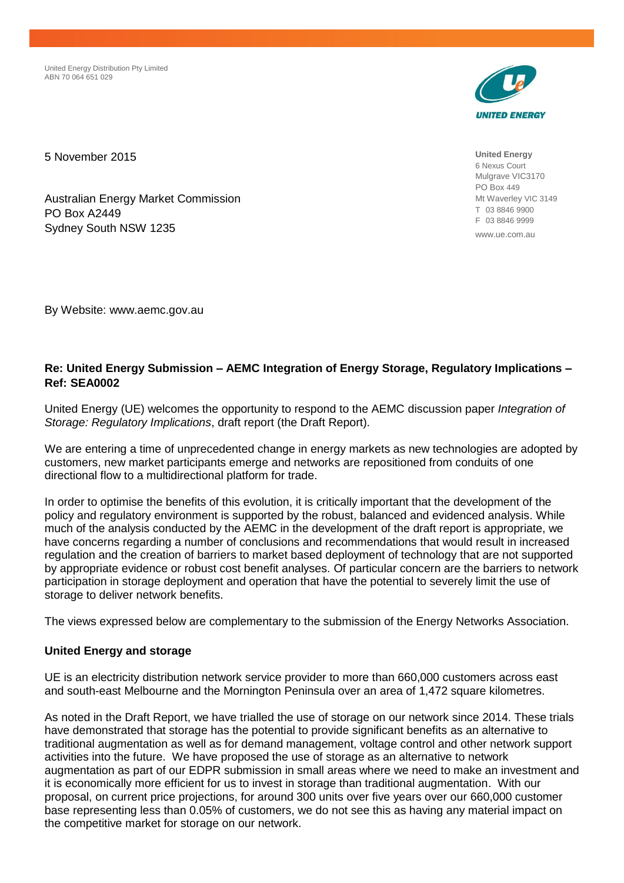United Energy Distribution Pty Limited
ABN 70 064 651 029

**United Energy**
6 Nexus Court
Mulgrave VIC3170
PO Box 449
Mt Waverley VIC 3149
T 03 8846 9900
F 03 8846 9999
www.ue.com.au

5 November 2015

Australian Energy Market Commission
PO Box A2449
Sydney South NSW 1235

By Website: www.aemc.gov.au

**Re: United Energy Submission – AEMC Integration of Energy Storage, Regulatory Implications – Ref: SEA0002**

United Energy (UE) welcomes the opportunity to respond to the AEMC discussion paper *Integration of Storage: Regulatory Implications*, draft report (the Draft Report).

We are entering a time of unprecedented change in energy markets as new technologies are adopted by customers, new market participants emerge and networks are repositioned from conduits of one directional flow to a multidirectional platform for trade.

In order to optimise the benefits of this evolution, it is critically important that the development of the policy and regulatory environment is supported by the robust, balanced and evidenced analysis. While much of the analysis conducted by the AEMC in the development of the draft report is appropriate, we have concerns regarding a number of conclusions and recommendations that would result in increased regulation and the creation of barriers to market based deployment of technology that are not supported by appropriate evidence or robust cost benefit analyses. Of particular concern are the barriers to network participation in storage deployment and operation that have the potential to severely limit the use of storage to deliver network benefits.

The views expressed below are complementary to the submission of the Energy Networks Association.

**United Energy and storage**

UE is an electricity distribution network service provider to more than 660,000 customers across east and south-east Melbourne and the Mornington Peninsula over an area of 1,472 square kilometres.

As noted in the Draft Report, we have trialled the use of storage on our network since 2014. These trials have demonstrated that storage has the potential to provide significant benefits as an alternative to traditional augmentation as well as for demand management, voltage control and other network support activities into the future. We have proposed the use of storage as an alternative to network augmentation as part of our EDPR submission in small areas where we need to make an investment and it is economically more efficient for us to invest in storage than traditional augmentation. With our proposal, on current price projections, for around 300 units over five years over our 660,000 customer base representing less than 0.05% of customers, we do not see this as having any material impact on the competitive market for storage on our network.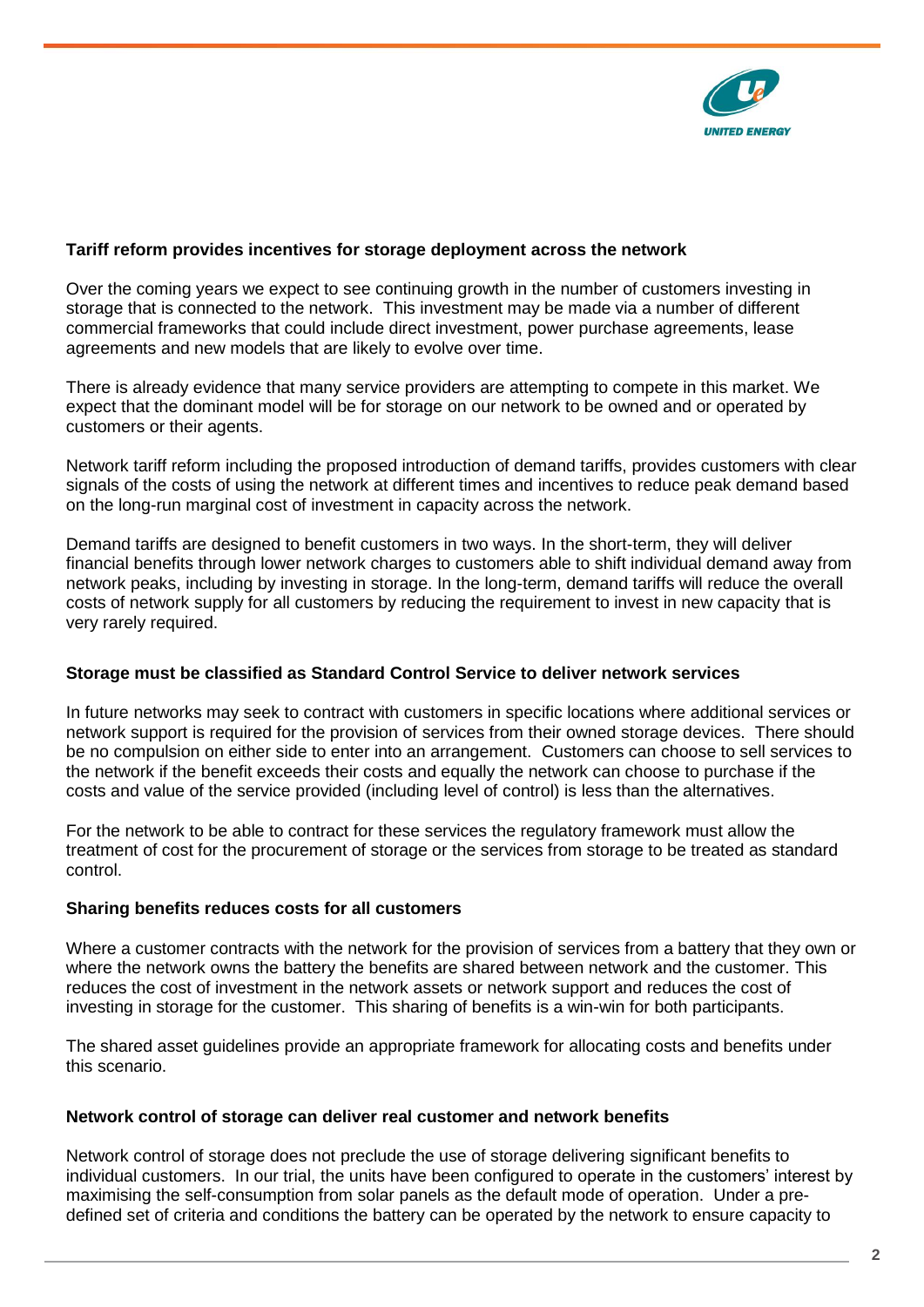**Tariff reform provides incentives for storage deployment across the network**

Over the coming years we expect to see continuing growth in the number of customers investing in storage that is connected to the network. This investment may be made via a number of different commercial frameworks that could include direct investment, power purchase agreements, lease agreements and new models that are likely to evolve over time.

There is already evidence that many service providers are attempting to compete in this market. We expect that the dominant model will be for storage on our network to be owned and or operated by customers or their agents.

Network tariff reform including the proposed introduction of demand tariffs, provides customers with clear signals of the costs of using the network at different times and incentives to reduce peak demand based on the long-run marginal cost of investment in capacity across the network.

Demand tariffs are designed to benefit customers in two ways. In the short-term, they will deliver financial benefits through lower network charges to customers able to shift individual demand away from network peaks, including by investing in storage. In the long-term, demand tariffs will reduce the overall costs of network supply for all customers by reducing the requirement to invest in new capacity that is very rarely required.

**Storage must be classified as Standard Control Service to deliver network services**

In future networks may seek to contract with customers in specific locations where additional services or network support is required for the provision of services from their owned storage devices. There should be no compulsion on either side to enter into an arrangement. Customers can choose to sell services to the network if the benefit exceeds their costs and equally the network can choose to purchase if the costs and value of the service provided (including level of control) is less than the alternatives.

For the network to be able to contract for these services the regulatory framework must allow the treatment of cost for the procurement of storage or the services from storage to be treated as standard control.

**Sharing benefits reduces costs for all customers**

Where a customer contracts with the network for the provision of services from a battery that they own or where the network owns the battery the benefits are shared between network and the customer. This reduces the cost of investment in the network assets or network support and reduces the cost of investing in storage for the customer. This sharing of benefits is a win-win for both participants.

The shared asset guidelines provide an appropriate framework for allocating costs and benefits under this scenario.

**Network control of storage can deliver real customer and network benefits**

Network control of storage does not preclude the use of storage delivering significant benefits to individual customers. In our trial, the units have been configured to operate in the customers' interest by maximising the self-consumption from solar panels as the default mode of operation. Under a pre-defined set of criteria and conditions the battery can be operated by the network to ensure capacity to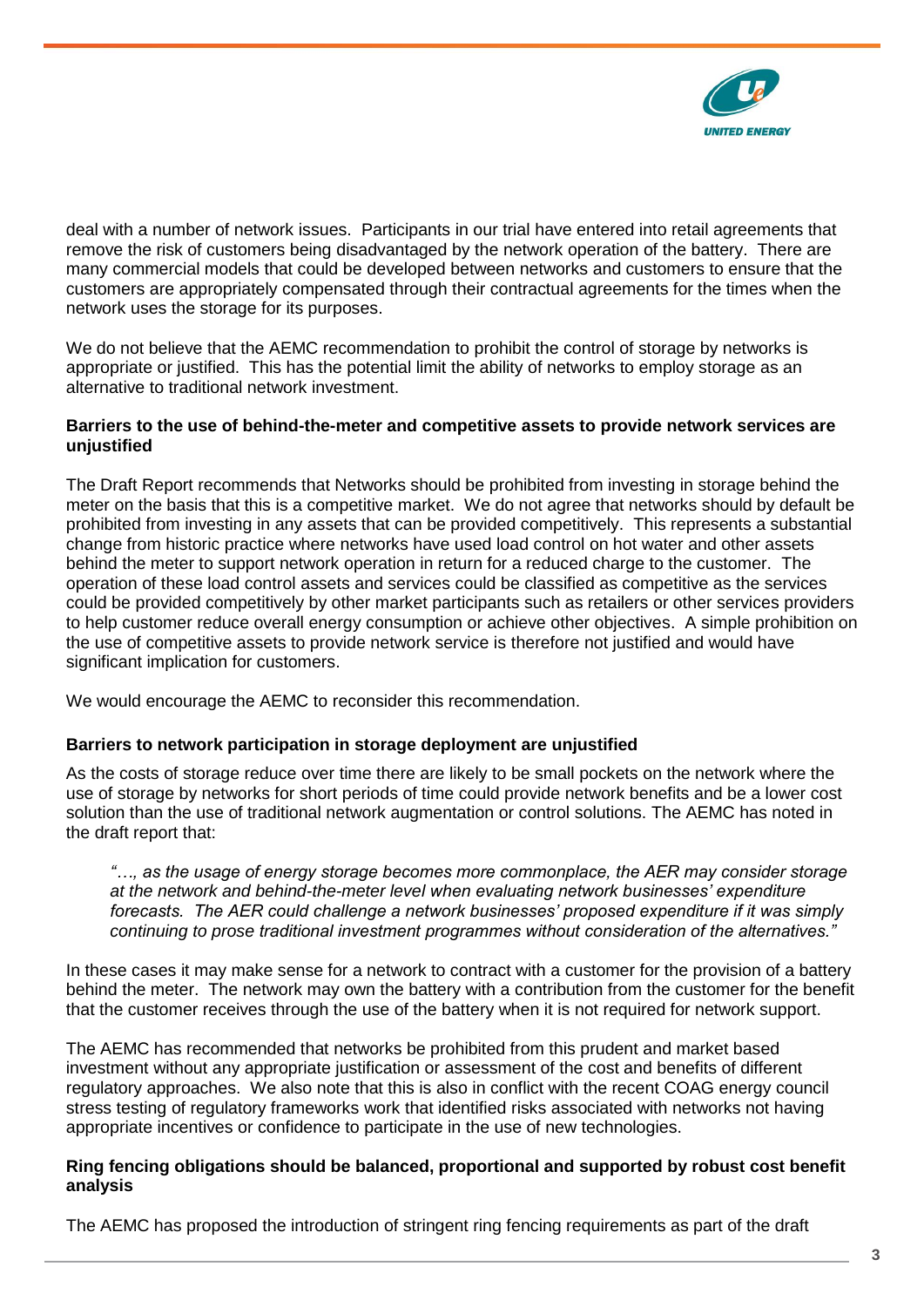deal with a number of network issues. Participants in our trial have entered into retail agreements that remove the risk of customers being disadvantaged by the network operation of the battery. There are many commercial models that could be developed between networks and customers to ensure that the customers are appropriately compensated through their contractual agreements for the times when the network uses the storage for its purposes.

We do not believe that the AEMC recommendation to prohibit the control of storage by networks is appropriate or justified. This has the potential limit the ability of networks to employ storage as an alternative to traditional network investment.

**Barriers to the use of behind-the-meter and competitive assets to provide network services are unjustified**

The Draft Report recommends that Networks should be prohibited from investing in storage behind the meter on the basis that this is a competitive market. We do not agree that networks should by default be prohibited from investing in any assets that can be provided competitively. This represents a substantial change from historic practice where networks have used load control on hot water and other assets behind the meter to support network operation in return for a reduced charge to the customer. The operation of these load control assets and services could be classified as competitive as the services could be provided competitively by other market participants such as retailers or other services providers to help customer reduce overall energy consumption or achieve other objectives. A simple prohibition on the use of competitive assets to provide network service is therefore not justified and would have significant implication for customers.

We would encourage the AEMC to reconsider this recommendation.

**Barriers to network participation in storage deployment are unjustified**

As the costs of storage reduce over time there are likely to be small pockets on the network where the use of storage by networks for short periods of time could provide network benefits and be a lower cost solution than the use of traditional network augmentation or control solutions. The AEMC has noted in the draft report that:

> *"…, as the usage of energy storage becomes more commonplace, the AER may consider storage at the network and behind-the-meter level when evaluating network businesses' expenditure forecasts. The AER could challenge a network businesses' proposed expenditure if it was simply continuing to prose traditional investment programmes without consideration of the alternatives."*

In these cases it may make sense for a network to contract with a customer for the provision of a battery behind the meter. The network may own the battery with a contribution from the customer for the benefit that the customer receives through the use of the battery when it is not required for network support.

The AEMC has recommended that networks be prohibited from this prudent and market based investment without any appropriate justification or assessment of the cost and benefits of different regulatory approaches. We also note that this is also in conflict with the recent COAG energy council stress testing of regulatory frameworks work that identified risks associated with networks not having appropriate incentives or confidence to participate in the use of new technologies.

**Ring fencing obligations should be balanced, proportional and supported by robust cost benefit analysis**

The AEMC has proposed the introduction of stringent ring fencing requirements as part of the draft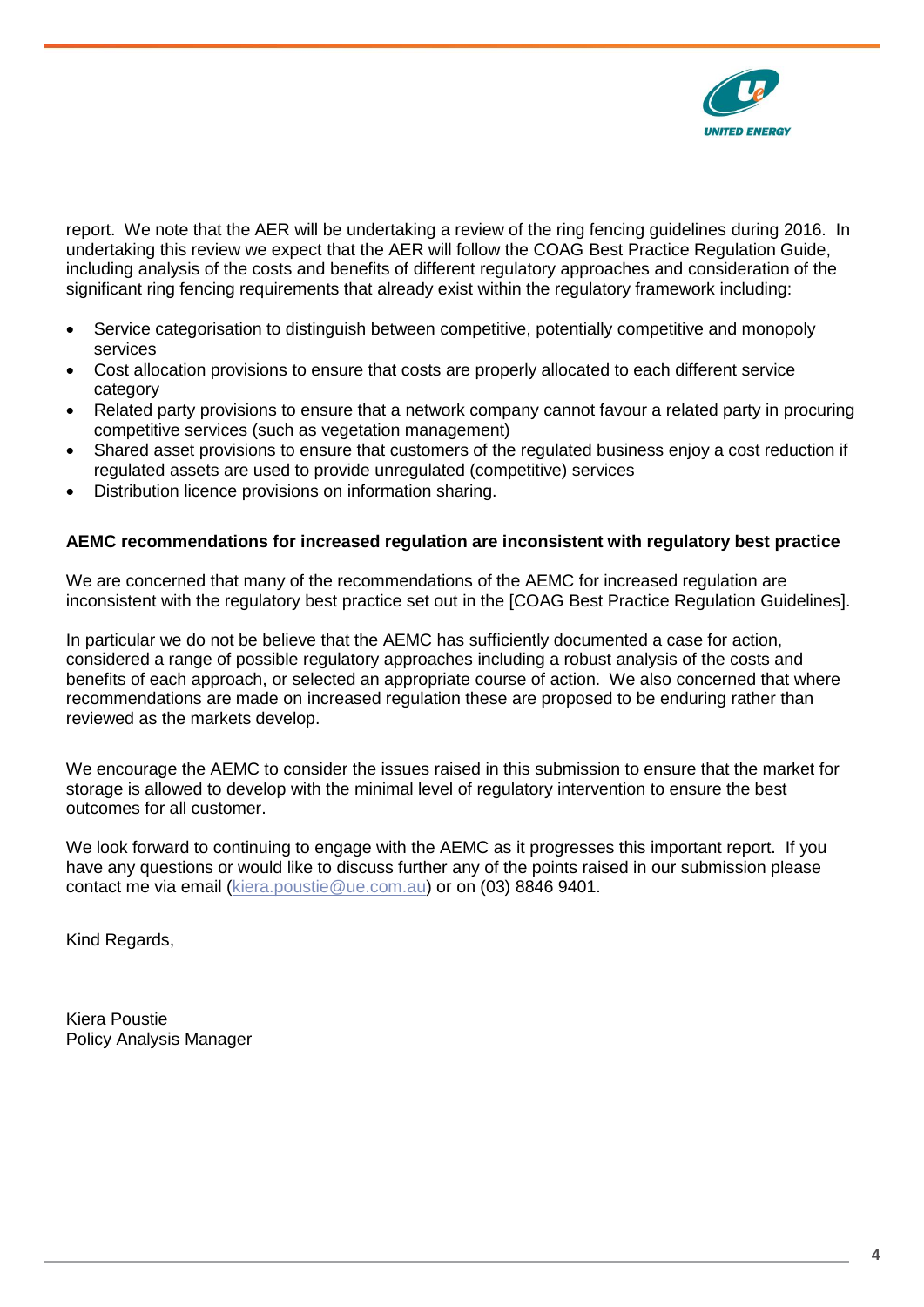report. We note that the AER will be undertaking a review of the ring fencing guidelines during 2016. In undertaking this review we expect that the AER will follow the COAG Best Practice Regulation Guide, including analysis of the costs and benefits of different regulatory approaches and consideration of the significant ring fencing requirements that already exist within the regulatory framework including:

- Service categorisation to distinguish between competitive, potentially competitive and monopoly services
- Cost allocation provisions to ensure that costs are properly allocated to each different service category
- Related party provisions to ensure that a network company cannot favour a related party in procuring competitive services (such as vegetation management)
- Shared asset provisions to ensure that customers of the regulated business enjoy a cost reduction if regulated assets are used to provide unregulated (competitive) services
- Distribution licence provisions on information sharing.

**AEMC recommendations for increased regulation are inconsistent with regulatory best practice**

We are concerned that many of the recommendations of the AEMC for increased regulation are inconsistent with the regulatory best practice set out in the [COAG Best Practice Regulation Guidelines].

In particular we do not be believe that the AEMC has sufficiently documented a case for action, considered a range of possible regulatory approaches including a robust analysis of the costs and benefits of each approach, or selected an appropriate course of action. We also concerned that where recommendations are made on increased regulation these are proposed to be enduring rather than reviewed as the markets develop.

We encourage the AEMC to consider the issues raised in this submission to ensure that the market for storage is allowed to develop with the minimal level of regulatory intervention to ensure the best outcomes for all customer.

We look forward to continuing to engage with the AEMC as it progresses this important report. If you have any questions or would like to discuss further any of the points raised in our submission please contact me via email (kiera.poustie@ue.com.au) or on (03) 8846 9401.

Kind Regards,

Kiera Poustie
Policy Analysis Manager